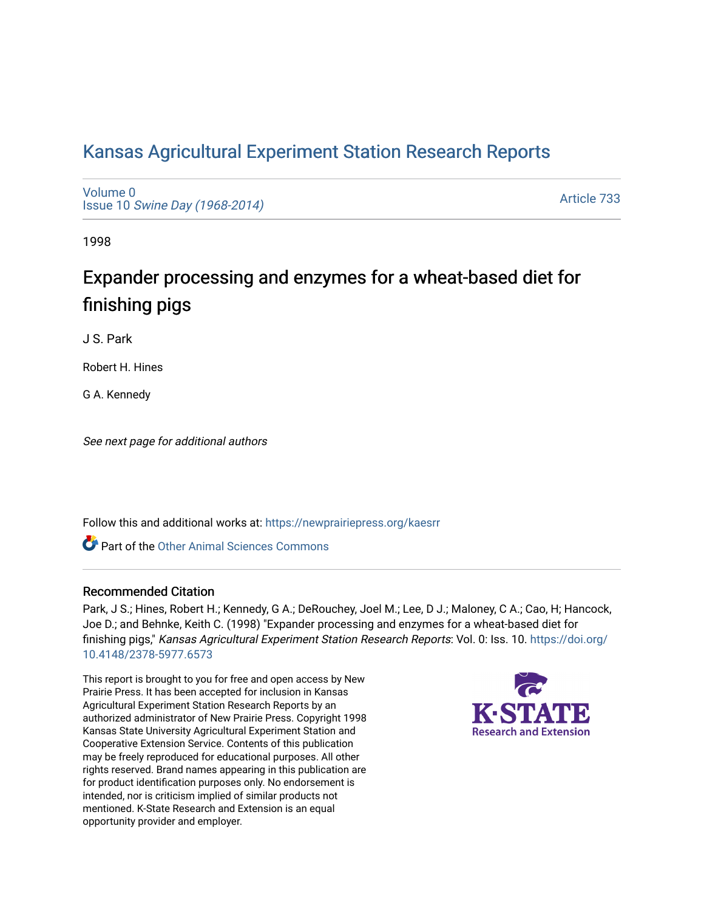# Kansas Agricultural Experiment Station Research Reports

Volume 0
Issue 10 *Swine Day (1968-2014)*

Article 733

1998

## Expander processing and enzymes for a wheat-based diet for finishing pigs

J S. Park

Robert H. Hines

G A. Kennedy

*See next page for additional authors*

Follow this and additional works at: https://newprairiepress.org/kaesrr

Part of the Other Animal Sciences Commons

### Recommended Citation

Park, J S.; Hines, Robert H.; Kennedy, G A.; DeRouchey, Joel M.; Lee, D J.; Maloney, C A.; Cao, H; Hancock, Joe D.; and Behnke, Keith C. (1998) "Expander processing and enzymes for a wheat-based diet for finishing pigs," *Kansas Agricultural Experiment Station Research Reports*: Vol. 0: Iss. 10. https://doi.org/10.4148/2378-5977.6573

This report is brought to you for free and open access by New Prairie Press. It has been accepted for inclusion in Kansas Agricultural Experiment Station Research Reports by an authorized administrator of New Prairie Press. Copyright 1998 Kansas State University Agricultural Experiment Station and Cooperative Extension Service. Contents of this publication may be freely reproduced for educational purposes. All other rights reserved. Brand names appearing in this publication are for product identification purposes only. No endorsement is intended, nor is criticism implied of similar products not mentioned. K-State Research and Extension is an equal opportunity provider and employer.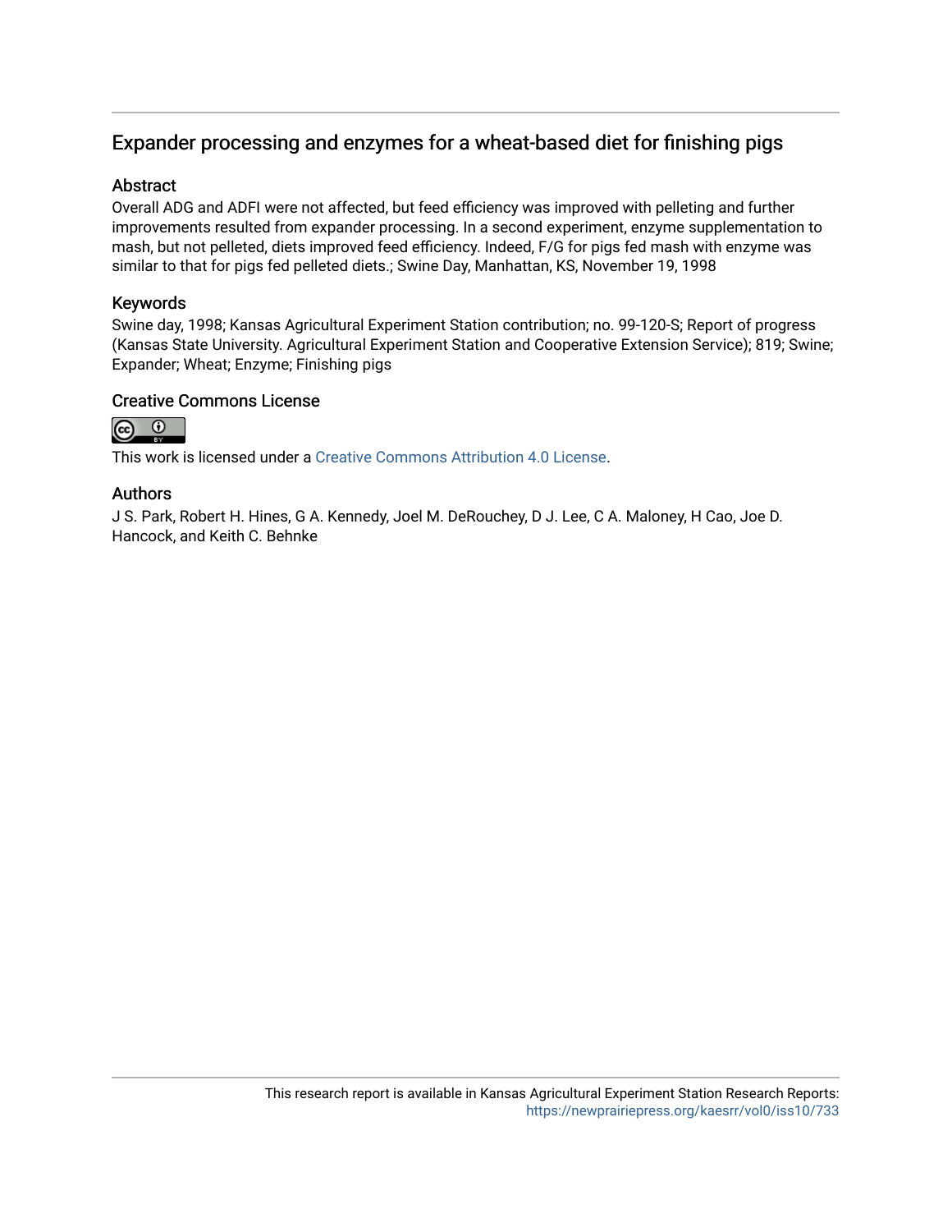# Expander processing and enzymes for a wheat-based diet for finishing pigs

## Abstract

Overall ADG and ADFI were not affected, but feed efficiency was improved with pelleting and further improvements resulted from expander processing. In a second experiment, enzyme supplementation to mash, but not pelleted, diets improved feed efficiency. Indeed, F/G for pigs fed mash with enzyme was similar to that for pigs fed pelleted diets.; Swine Day, Manhattan, KS, November 19, 1998

## Keywords

Swine day, 1998; Kansas Agricultural Experiment Station contribution; no. 99-120-S; Report of progress (Kansas State University. Agricultural Experiment Station and Cooperative Extension Service); 819; Swine; Expander; Wheat; Enzyme; Finishing pigs

## Creative Commons License

This work is licensed under a Creative Commons Attribution 4.0 License.

## Authors

J S. Park, Robert H. Hines, G A. Kennedy, Joel M. DeRouchey, D J. Lee, C A. Maloney, H Cao, Joe D. Hancock, and Keith C. Behnke

This research report is available in Kansas Agricultural Experiment Station Research Reports: https://newprairiepress.org/kaesrr/vol0/iss10/733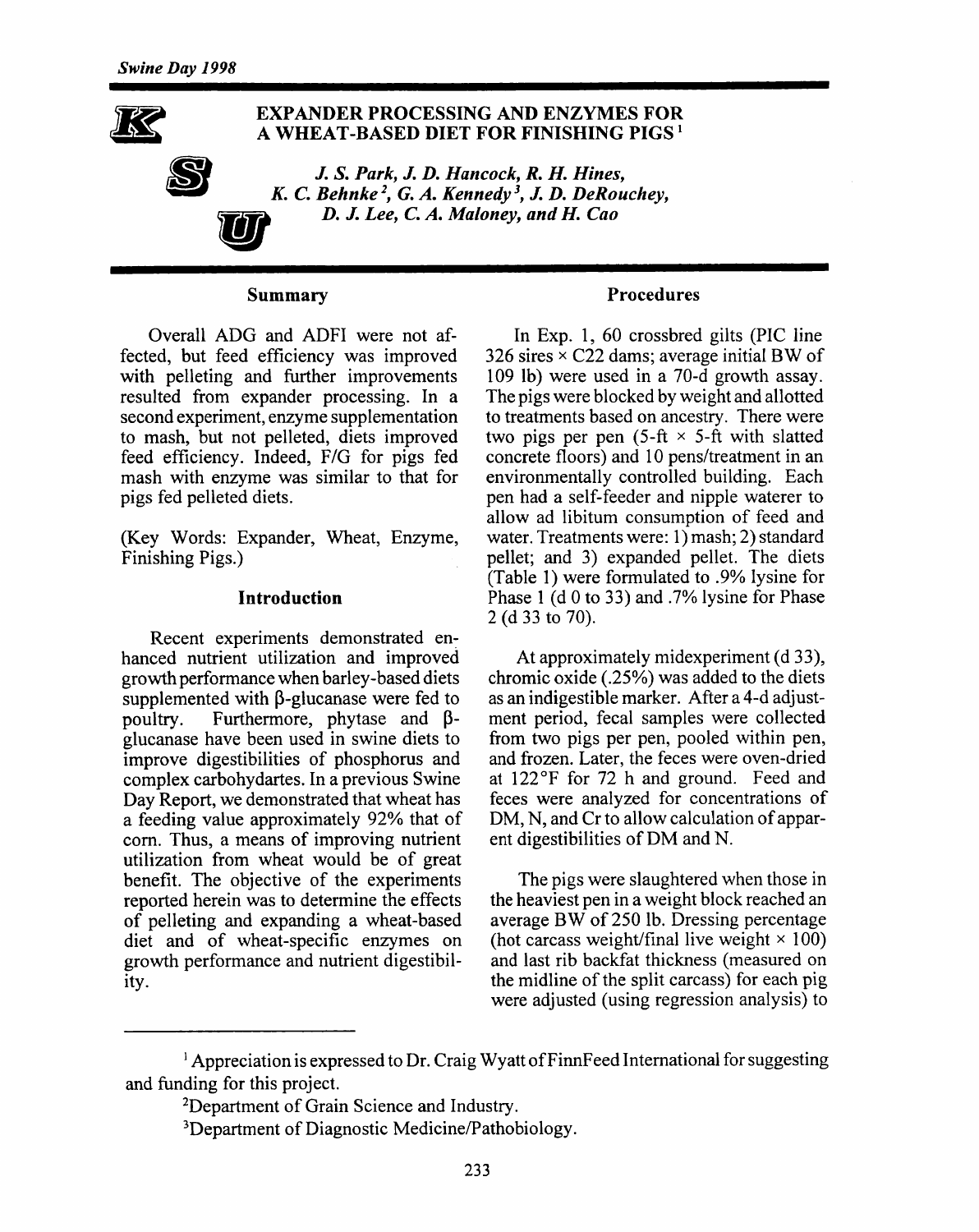# EXPANDER PROCESSING AND ENZYMES FOR A WHEAT-BASED DIET FOR FINISHING PIGS [1]

*J. S. Park, J. D. Hancock, R. H. Hines, K. C. Behnke [2], G. A. Kennedy [3], J. D. DeRouchey, D. J. Lee, C. A. Maloney, and H. Cao*

## Summary

Overall ADG and ADFI were not affected, but feed efficiency was improved with pelleting and further improvements resulted from expander processing. In a second experiment, enzyme supplementation to mash, but not pelleted, diets improved feed efficiency. Indeed, F/G for pigs fed mash with enzyme was similar to that for pigs fed pelleted diets.

(Key Words: Expander, Wheat, Enzyme, Finishing Pigs.)

## Introduction

Recent experiments demonstrated enhanced nutrient utilization and improved growth performance when barley-based diets supplemented with β-glucanase were fed to poultry. Furthermore, phytase and β-glucanase have been used in swine diets to improve digestibilities of phosphorus and complex carbohydartes. In a previous Swine Day Report, we demonstrated that wheat has a feeding value approximately 92% that of corn. Thus, a means of improving nutrient utilization from wheat would be of great benefit. The objective of the experiments reported herein was to determine the effects of pelleting and expanding a wheat-based diet and of wheat-specific enzymes on growth performance and nutrient digestibility.

## Procedures

In Exp. 1, 60 crossbred gilts (PIC line 326 sires × C22 dams; average initial BW of 109 lb) were used in a 70-d growth assay. The pigs were blocked by weight and allotted to treatments based on ancestry. There were two pigs per pen (5-ft × 5-ft with slatted concrete floors) and 10 pens/treatment in an environmentally controlled building. Each pen had a self-feeder and nipple waterer to allow ad libitum consumption of feed and water. Treatments were: 1) mash; 2) standard pellet; and 3) expanded pellet. The diets (Table 1) were formulated to .9% lysine for Phase 1 (d 0 to 33) and .7% lysine for Phase 2 (d 33 to 70).

At approximately midexperiment (d 33), chromic oxide (.25%) was added to the diets as an indigestible marker. After a 4-d adjustment period, fecal samples were collected from two pigs per pen, pooled within pen, and frozen. Later, the feces were oven-dried at 122°F for 72 h and ground. Feed and feces were analyzed for concentrations of DM, N, and Cr to allow calculation of apparent digestibilities of DM and N.

The pigs were slaughtered when those in the heaviest pen in a weight block reached an average BW of 250 lb. Dressing percentage (hot carcass weight/final live weight × 100) and last rib backfat thickness (measured on the midline of the split carcass) for each pig were adjusted (using regression analysis) to

---

[1] Appreciation is expressed to Dr. Craig Wyatt of FinnFeed International for suggesting and funding for this project.

[2] Department of Grain Science and Industry.

[3] Department of Diagnostic Medicine/Pathobiology.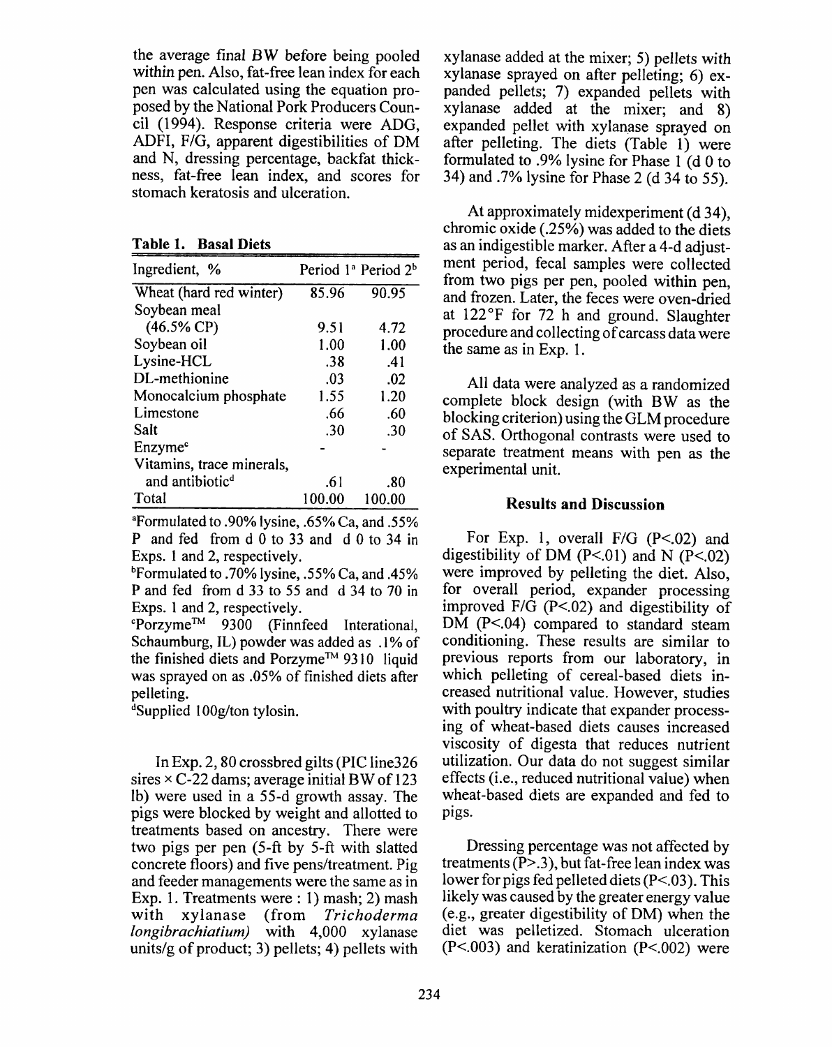the average final BW before being pooled within pen. Also, fat-free lean index for each pen was calculated using the equation proposed by the National Pork Producers Council (1994). Response criteria were ADG, ADFI, F/G, apparent digestibilities of DM and N, dressing percentage, backfat thickness, fat-free lean index, and scores for stomach keratosis and ulceration.

**Table 1. Basal Diets**

| Ingredient, % | Period 1[a] | Period 2[b] |
|---|---|---|
| Wheat (hard red winter) | 85.96 | 90.95 |
| Soybean meal (46.5% CP) | 9.51 | 4.72 |
| Soybean oil | 1.00 | 1.00 |
| Lysine-HCL | .38 | .41 |
| DL-methionine | .03 | .02 |
| Monocalcium phosphate | 1.55 | 1.20 |
| Limestone | .66 | .60 |
| Salt | .30 | .30 |
| Enzyme[c] | - | - |
| Vitamins, trace minerals, and antibiotic[d] | .61 | .80 |
| Total | 100.00 | 100.00 |

[a]Formulated to .90% lysine, .65% Ca, and .55% P and fed from d 0 to 33 and d 0 to 34 in Exps. 1 and 2, respectively.

[b]Formulated to .70% lysine, .55% Ca, and .45% P and fed from d 33 to 55 and d 34 to 70 in Exps. 1 and 2, respectively.

[c]Porzyme™ 9300 (Finnfeed Interational, Schaumburg, IL) powder was added as .1% of the finished diets and Porzyme™ 9310 liquid was sprayed on as .05% of finished diets after pelleting.

[d]Supplied 100g/ton tylosin.

In Exp. 2, 80 crossbred gilts (PIC line326 sires × C-22 dams; average initial BW of 123 lb) were used in a 55-d growth assay. The pigs were blocked by weight and allotted to treatments based on ancestry. There were two pigs per pen (5-ft by 5-ft with slatted concrete floors) and five pens/treatment. Pig and feeder managements were the same as in Exp. 1. Treatments were : 1) mash; 2) mash with xylanase (from *Trichoderma longibrachiatium)* with 4,000 xylanase units/g of product; 3) pellets; 4) pellets with xylanase added at the mixer; 5) pellets with xylanase sprayed on after pelleting; 6) expanded pellets; 7) expanded pellets with xylanase added at the mixer; and 8) expanded pellet with xylanase sprayed on after pelleting. The diets (Table 1) were formulated to .9% lysine for Phase 1 (d 0 to 34) and .7% lysine for Phase 2 (d 34 to 55).

At approximately midexperiment (d 34), chromic oxide (.25%) was added to the diets as an indigestible marker. After a 4-d adjustment period, fecal samples were collected from two pigs per pen, pooled within pen, and frozen. Later, the feces were oven-dried at 122°F for 72 h and ground. Slaughter procedure and collecting of carcass data were the same as in Exp. 1.

All data were analyzed as a randomized complete block design (with BW as the blocking criterion) using the GLM procedure of SAS. Orthogonal contrasts were used to separate treatment means with pen as the experimental unit.

## Results and Discussion

For Exp. 1, overall F/G ($P<.02$) and digestibility of DM ($P<.01$) and N ($P<.02$) were improved by pelleting the diet. Also, for overall period, expander processing improved F/G ($P<.02$) and digestibility of DM ($P<.04$) compared to standard steam conditioning. These results are similar to previous reports from our laboratory, in which pelleting of cereal-based diets increased nutritional value. However, studies with poultry indicate that expander processing of wheat-based diets causes increased viscosity of digesta that reduces nutrient utilization. Our data do not suggest similar effects (i.e., reduced nutritional value) when wheat-based diets are expanded and fed to pigs.

Dressing percentage was not affected by treatments ($P>.3$), but fat-free lean index was lower for pigs fed pelleted diets ($P<.03$). This likely was caused by the greater energy value (e.g., greater digestibility of DM) when the diet was pelletized. Stomach ulceration ($P<.003$) and keratinization ($P<.002$) were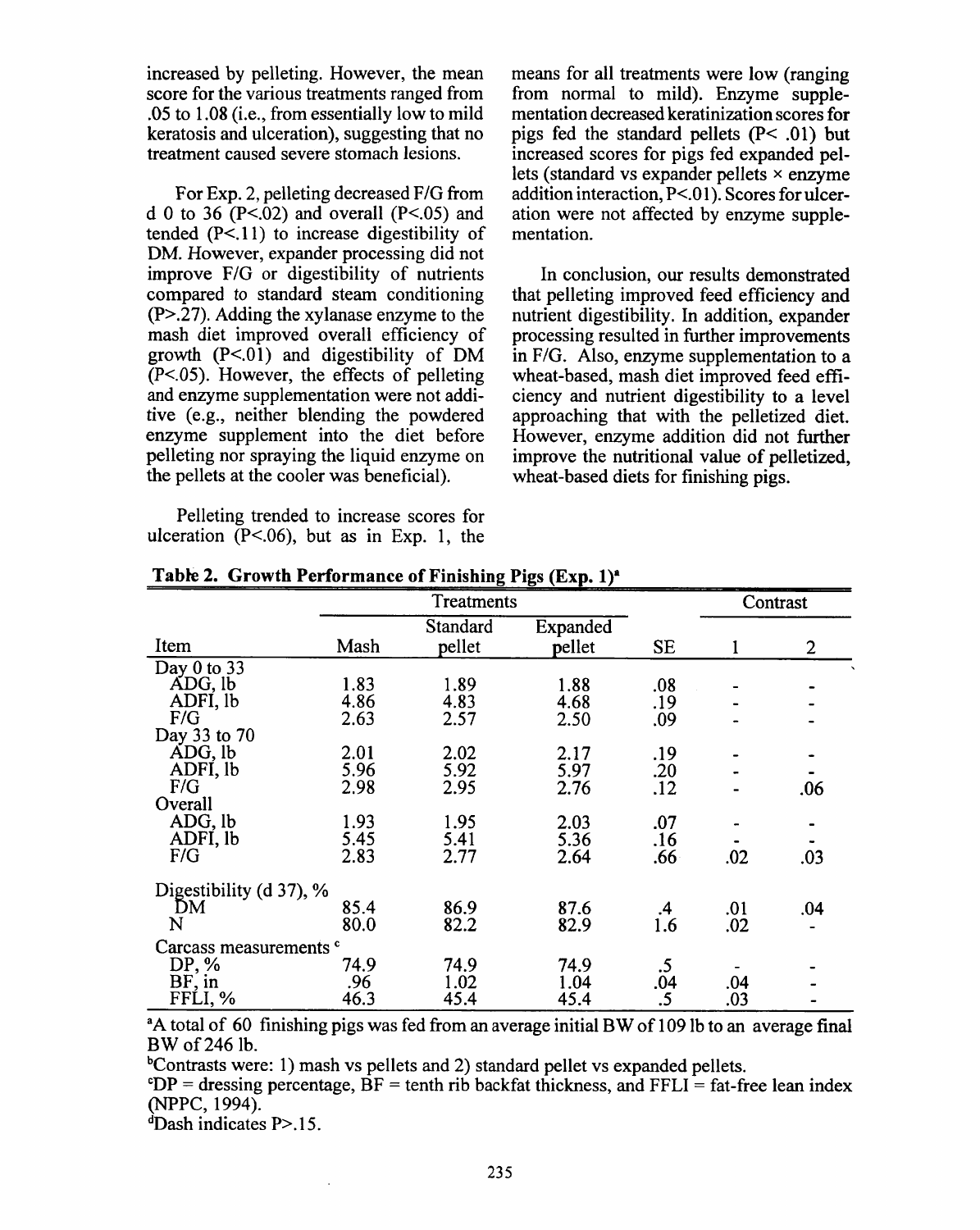increased by pelleting. However, the mean score for the various treatments ranged from .05 to 1.08 (i.e., from essentially low to mild keratosis and ulceration), suggesting that no treatment caused severe stomach lesions.

For Exp. 2, pelleting decreased F/G from d 0 to 36 (P<.02) and overall (P<.05) and tended (P<.11) to increase digestibility of DM. However, expander processing did not improve F/G or digestibility of nutrients compared to standard steam conditioning (P>.27). Adding the xylanase enzyme to the mash diet improved overall efficiency of growth (P<.01) and digestibility of DM (P<.05). However, the effects of pelleting and enzyme supplementation were not additive (e.g., neither blending the powdered enzyme supplement into the diet before pelleting nor spraying the liquid enzyme on the pellets at the cooler was beneficial).

Pelleting trended to increase scores for ulceration (P<.06), but as in Exp. 1, the means for all treatments were low (ranging from normal to mild). Enzyme supplementation decreased keratinization scores for pigs fed the standard pellets (P< .01) but increased scores for pigs fed expanded pellets (standard vs expander pellets × enzyme addition interaction, P<.01). Scores for ulceration were not affected by enzyme supplementation.

In conclusion, our results demonstrated that pelleting improved feed efficiency and nutrient digestibility. In addition, expander processing resulted in further improvements in F/G. Also, enzyme supplementation to a wheat-based, mash diet improved feed efficiency and nutrient digestibility to a level approaching that with the pelletized diet. However, enzyme addition did not further improve the nutritional value of pelletized, wheat-based diets for finishing pigs.

**Table 2. Growth Performance of Finishing Pigs (Exp. 1)[a]**

| | Treatments | | | | Contrast | |
|---|---|---|---|---|---|---|
| Item | Mash | Standard pellet | Expanded pellet | SE | 1 | 2 |
| Day 0 to 33 | | | | | | |
| ADG, lb | 1.83 | 1.89 | 1.88 | .08 | - | - |
| ADFI, lb | 4.86 | 4.83 | 4.68 | .19 | - | - |
| F/G | 2.63 | 2.57 | 2.50 | .09 | - | - |
| Day 33 to 70 | | | | | | |
| ADG, lb | 2.01 | 2.02 | 2.17 | .19 | - | - |
| ADFI, lb | 5.96 | 5.92 | 5.97 | .20 | - | - |
| F/G | 2.98 | 2.95 | 2.76 | .12 | - | .06 |
| Overall | | | | | | |
| ADG, lb | 1.93 | 1.95 | 2.03 | .07 | - | - |
| ADFI, lb | 5.45 | 5.41 | 5.36 | .16 | - | - |
| F/G | 2.83 | 2.77 | 2.64 | .66 | .02 | .03 |
| Digestibility (d 37), % | | | | | | |
| DM | 85.4 | 86.9 | 87.6 | .4 | .01 | .04 |
| N | 80.0 | 82.2 | 82.9 | 1.6 | .02 | - |
| Carcass measurements[c] | | | | | | |
| DP, % | 74.9 | 74.9 | 74.9 | .5 | - | - |
| BF, in | .96 | 1.02 | 1.04 | .04 | .04 | - |
| FFLI, % | 46.3 | 45.4 | 45.4 | .5 | .03 | - |

[a]A total of 60 finishing pigs was fed from an average initial BW of 109 lb to an average final BW of 246 lb.

[b]Contrasts were: 1) mash vs pellets and 2) standard pellet vs expanded pellets.

[c]DP = dressing percentage, BF = tenth rib backfat thickness, and FFLI = fat-free lean index (NPPC, 1994).

[d]Dash indicates P>.15.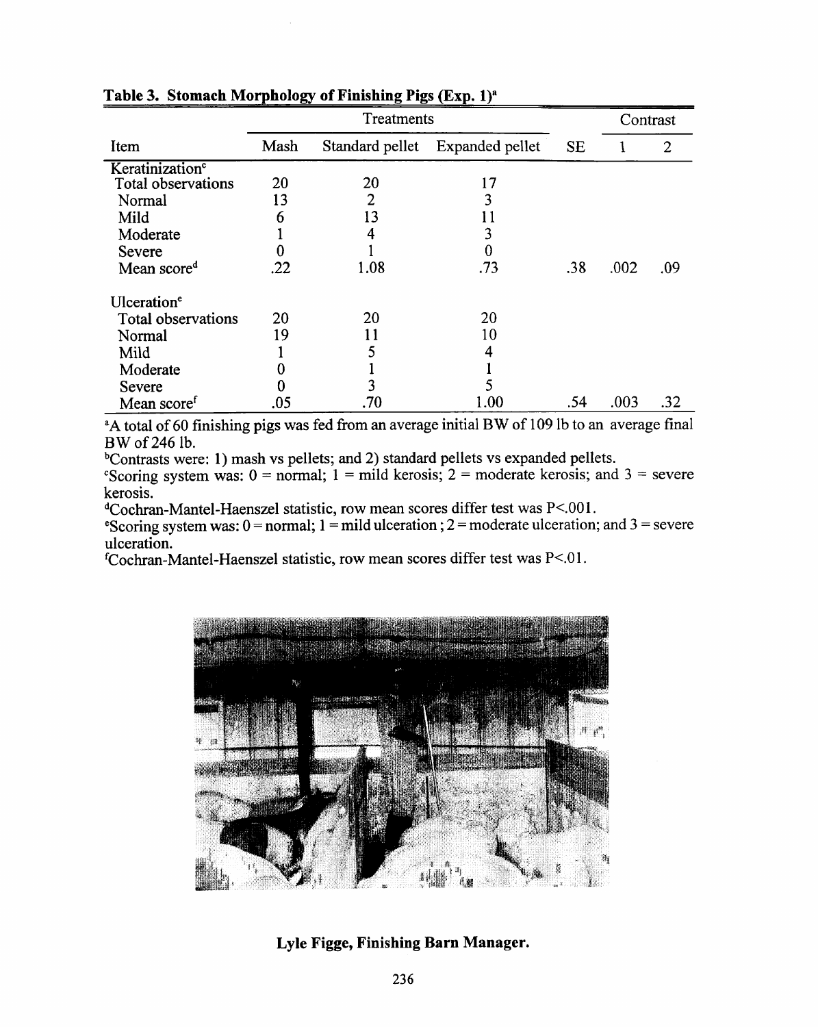**Table 3. Stomach Morphology of Finishing Pigs (Exp. 1)[a]**

| | Treatments | | | | Contrast[b] | |
|---|---|---|---|---|---|---|
| Item | Mash | Standard pellet | Expanded pellet | SE | 1 | 2 |
| Keratinization[c] | | | | | | |
| Total observations | 20 | 20 | 17 | | | |
| Normal | 13 | 2 | 3 | | | |
| Mild | 6 | 13 | 11 | | | |
| Moderate | 1 | 4 | 3 | | | |
| Severe | 0 | 1 | 0 | | | |
| Mean score[d] | .22 | 1.08 | .73 | .38 | .002 | .09 |
| Ulceration[e] | | | | | | |
| Total observations | 20 | 20 | 20 | | | |
| Normal | 19 | 11 | 10 | | | |
| Mild | 1 | 5 | 4 | | | |
| Moderate | 0 | 1 | 1 | | | |
| Severe | 0 | 3 | 5 | | | |
| Mean score[f] | .05 | .70 | 1.00 | .54 | .003 | .32 |

[a]A total of 60 finishing pigs was fed from an average initial BW of 109 lb to an average final BW of 246 lb.

[b]Contrasts were: 1) mash vs pellets; and 2) standard pellets vs expanded pellets.

[c]Scoring system was: 0 = normal; 1 = mild kerosis; 2 = moderate kerosis; and 3 = severe kerosis.

[d]Cochran-Mantel-Haenszel statistic, row mean scores differ test was $P<.001$.

[e]Scoring system was: 0 = normal; 1 = mild ulceration; 2 = moderate ulceration; and 3 = severe ulceration.

[f]Cochran-Mantel-Haenszel statistic, row mean scores differ test was $P<.01$.

**Lyle Figge, Finishing Barn Manager.**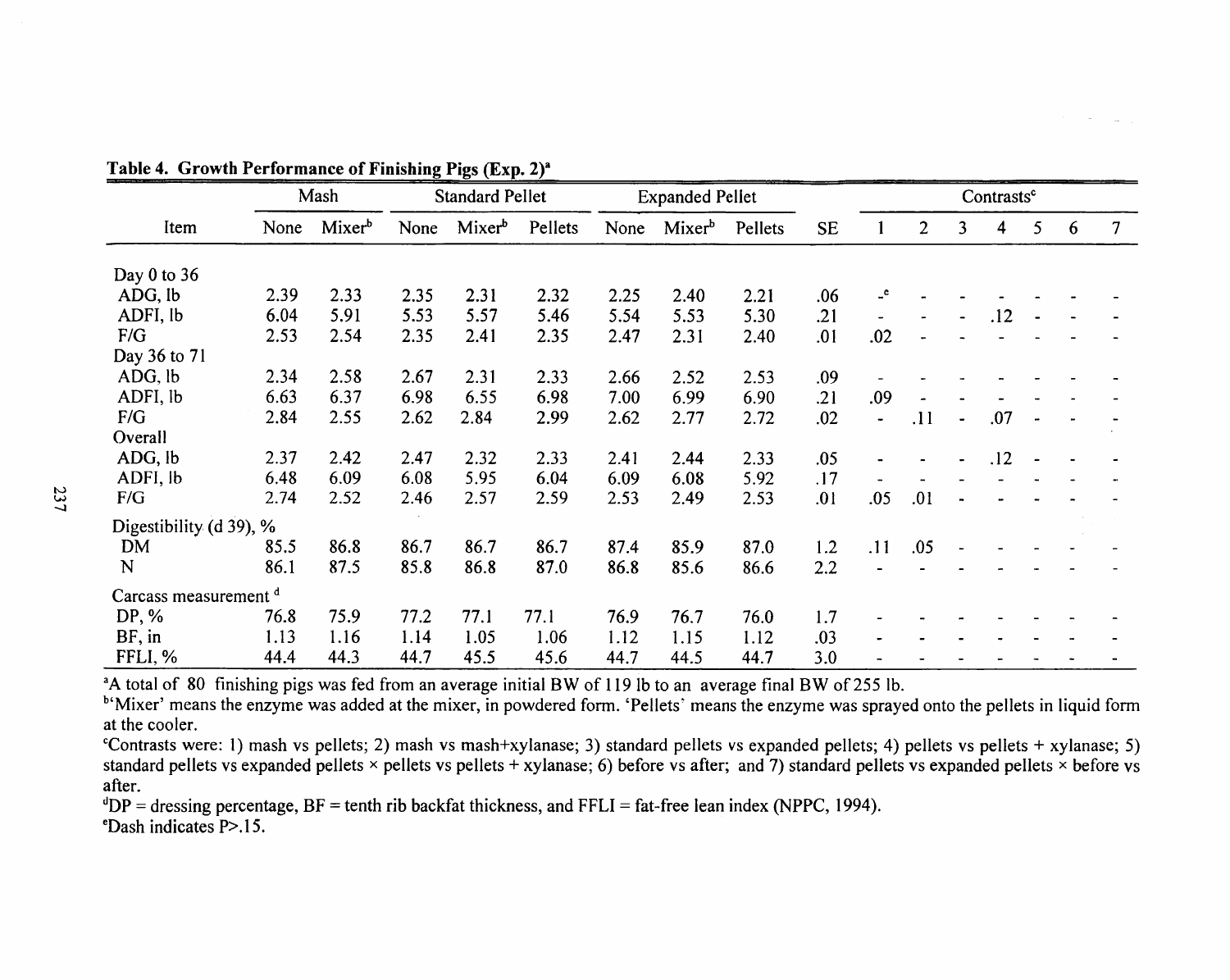**Table 4. Growth Performance of Finishing Pigs (Exp. 2)[a]**

| | Mash | | Standard Pellet | | | Expanded Pellet | | | | Contrasts[c] | | | | | | |
|---|---|---|---|---|---|---|---|---|---|---|---|---|---|---|---|---|
| Item | None | Mixer[b] | None | Mixer[b] | Pellets | None | Mixer[b] | Pellets | SE | 1 | 2 | 3 | 4 | 5 | 6 | 7 |
| Day 0 to 36 | | | | | | | | | | | | | | | | |
| ADG, lb | 2.39 | 2.33 | 2.35 | 2.31 | 2.32 | 2.25 | 2.40 | 2.21 | .06 | -[e] | - | - | - | - | - | - |
| ADFI, lb | 6.04 | 5.91 | 5.53 | 5.57 | 5.46 | 5.54 | 5.53 | 5.30 | .21 | - | - | - | .12 | - | - | - |
| F/G | 2.53 | 2.54 | 2.35 | 2.41 | 2.35 | 2.47 | 2.31 | 2.40 | .01 | .02 | - | - | - | - | - | - |
| Day 36 to 71 | | | | | | | | | | | | | | | | |
| ADG, lb | 2.34 | 2.58 | 2.67 | 2.31 | 2.33 | 2.66 | 2.52 | 2.53 | .09 | - | - | - | - | - | - | - |
| ADFI, lb | 6.63 | 6.37 | 6.98 | 6.55 | 6.98 | 7.00 | 6.99 | 6.90 | .21 | .09 | - | - | - | - | - | - |
| F/G | 2.84 | 2.55 | 2.62 | 2.84 | 2.99 | 2.62 | 2.77 | 2.72 | .02 | - | .11 | - | .07 | - | - | - |
| Overall | | | | | | | | | | | | | | | | |
| ADG, lb | 2.37 | 2.42 | 2.47 | 2.32 | 2.33 | 2.41 | 2.44 | 2.33 | .05 | - | - | - | .12 | - | - | - |
| ADFI, lb | 6.48 | 6.09 | 6.08 | 5.95 | 6.04 | 6.09 | 6.08 | 5.92 | .17 | - | - | - | - | - | - | - |
| F/G | 2.74 | 2.52 | 2.46 | 2.57 | 2.59 | 2.53 | 2.49 | 2.53 | .01 | .05 | .01 | - | - | - | - | - |
| Digestibility (d 39), % | | | | | | | | | | | | | | | | |
| DM | 85.5 | 86.8 | 86.7 | 86.7 | 86.7 | 87.4 | 85.9 | 87.0 | 1.2 | .11 | .05 | - | - | - | - | - |
| N | 86.1 | 87.5 | 85.8 | 86.8 | 87.0 | 86.8 | 85.6 | 86.6 | 2.2 | - | - | - | - | - | - | - |
| Carcass measurement [d] | | | | | | | | | | | | | | | | |
| DP, % | 76.8 | 75.9 | 77.2 | 77.1 | 77.1 | 76.9 | 76.7 | 76.0 | 1.7 | - | - | - | - | - | - | - |
| BF, in | 1.13 | 1.16 | 1.14 | 1.05 | 1.06 | 1.12 | 1.15 | 1.12 | .03 | - | - | - | - | - | - | - |
| FFLI, % | 44.4 | 44.3 | 44.7 | 45.5 | 45.6 | 44.7 | 44.5 | 44.7 | 3.0 | - | - | - | - | - | - | - |

[a]A total of 80 finishing pigs was fed from an average initial BW of 119 lb to an average final BW of 255 lb.

[b]'Mixer' means the enzyme was added at the mixer, in powdered form. 'Pellets' means the enzyme was sprayed onto the pellets in liquid form at the cooler.

[c]Contrasts were: 1) mash vs pellets; 2) mash vs mash+xylanase; 3) standard pellets vs expanded pellets; 4) pellets vs pellets + xylanase; 5) standard pellets vs expanded pellets × pellets vs pellets + xylanase; 6) before vs after; and 7) standard pellets vs expanded pellets × before vs after.

[d]DP = dressing percentage, BF = tenth rib backfat thickness, and FFLI = fat-free lean index (NPPC, 1994).

[e]Dash indicates P>.15.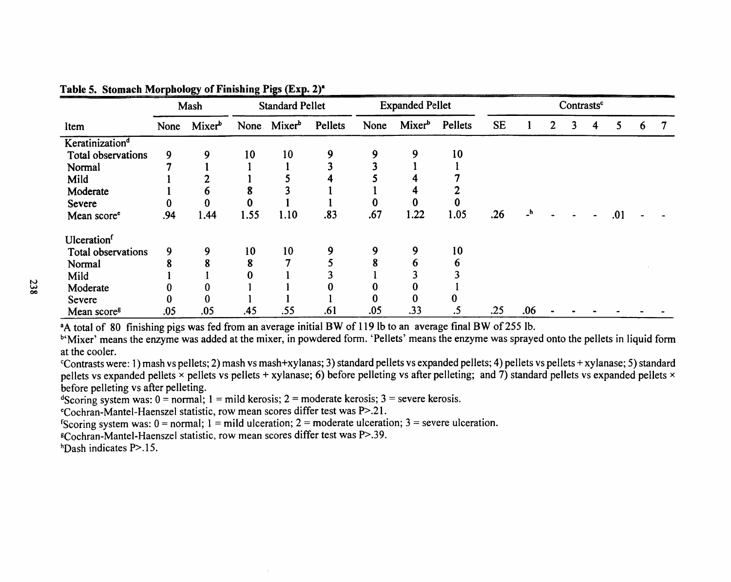**Table 5. Stomach Morphology of Finishing Pigs (Exp. 2)[a]**

| | Mash | | Standard Pellet | | | Expanded Pellet | | | | Contrasts[c] | | | | | | |
|---|---|---|---|---|---|---|---|---|---|---|---|---|---|---|---|---|
| Item | None | Mixer[b] | None | Mixer[b] | Pellets | None | Mixer[b] | Pellets | SE | 1 | 2 | 3 | 4 | 5 | 6 | 7 |
| Keratinization[d] | | | | | | | | | | | | | | | | |
| Total observations | 9 | 9 | 10 | 10 | 9 | 9 | 9 | 10 | | | | | | | | |
| Normal | 7 | 1 | 1 | 1 | 3 | 3 | 1 | 1 | | | | | | | | |
| Mild | 1 | 2 | 1 | 5 | 4 | 5 | 4 | 7 | | | | | | | | |
| Moderate | 1 | 6 | 8 | 3 | 1 | 1 | 4 | 2 | | | | | | | | |
| Severe | 0 | 0 | 0 | 1 | 1 | 0 | 0 | 0 | | | | | | | | |
| Mean score[e] | .94 | 1.44 | 1.55 | 1.10 | .83 | .67 | 1.22 | 1.05 | .26 | -[h] | - | - | - | .01 | - | - |
| Ulceration[f] | | | | | | | | | | | | | | | | |
| Total observations | 9 | 9 | 10 | 10 | 9 | 9 | 9 | 10 | | | | | | | | |
| Normal | 8 | 8 | 8 | 7 | 5 | 8 | 6 | 6 | | | | | | | | |
| Mild | 1 | 1 | 0 | 1 | 3 | 1 | 3 | 3 | | | | | | | | |
| Moderate | 0 | 0 | 1 | 1 | 0 | 0 | 0 | 1 | | | | | | | | |
| Severe | 0 | 0 | 1 | 1 | 1 | 0 | 0 | 0 | | | | | | | | |
| Mean score[g] | .05 | .05 | .45 | .55 | .61 | .05 | .33 | .5 | .25 | .06 | - | - | - | - | - | - |

[a]A total of 80 finishing pigs was fed from an average initial BW of 119 lb to an average final BW of 255 lb.

[b]'Mixer' means the enzyme was added at the mixer, in powdered form. 'Pellets' means the enzyme was sprayed onto the pellets in liquid form at the cooler.

[c]Contrasts were: 1) mash vs pellets; 2) mash vs mash+xylanas; 3) standard pellets vs expanded pellets; 4) pellets vs pellets + xylanase; 5) standard pellets vs expanded pellets × pellets vs pellets + xylanase; 6) before pelleting vs after pelleting; and 7) standard pellets vs expanded pellets × before pelleting vs after pelleting.

[d]Scoring system was: 0 = normal; 1 = mild kerosis; 2 = moderate kerosis; 3 = severe kerosis.

[e]Cochran-Mantel-Haenszel statistic, row mean scores differ test was P>.21.

[f]Scoring system was: 0 = normal; 1 = mild ulceration; 2 = moderate ulceration; 3 = severe ulceration.

[g]Cochran-Mantel-Haenszel statistic, row mean scores differ test was P>.39.

[h]Dash indicates P>.15.